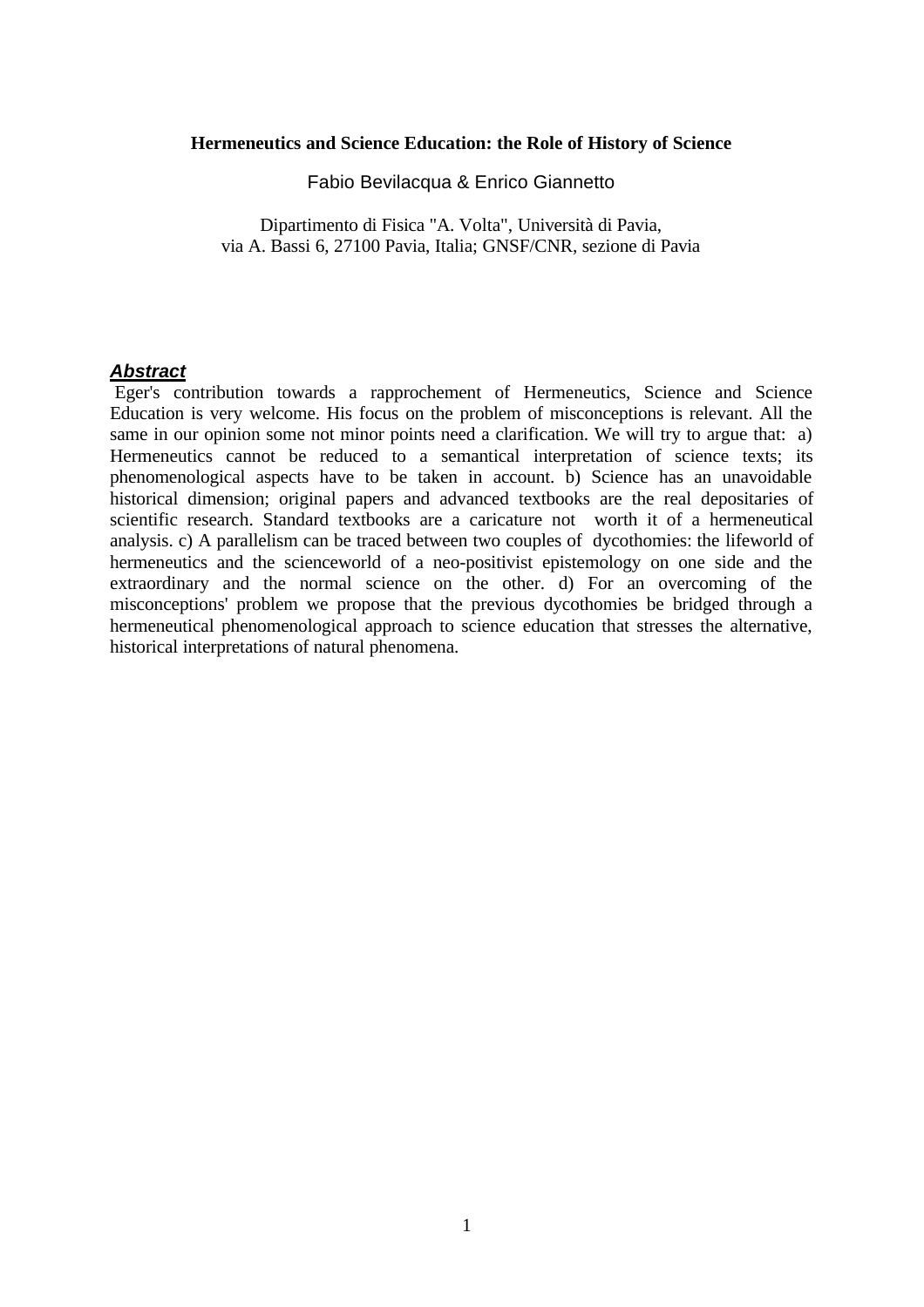**Hermeneutics and Science Education: the Role of History of Science**

Fabio Bevilacqua & Enrico Giannetto

Dipartimento di Fisica "A. Volta", Università di Pavia,
via A. Bassi 6, 27100 Pavia, Italia; GNSF/CNR, sezione di Pavia

### ***Abstract***

Eger's contribution towards a rapprochement of Hermeneutics, Science and Science Education is very welcome. His focus on the problem of misconceptions is relevant. All the same in our opinion some not minor points need a clarification. We will try to argue that: a) Hermeneutics cannot be reduced to a semantical interpretation of science texts; its phenomenological aspects have to be taken in account. b) Science has an unavoidable historical dimension; original papers and advanced textbooks are the real depositaries of scientific research. Standard textbooks are a caricature not worth it of a hermeneutical analysis. c) A parallelism can be traced between two couples of dycothomies: the lifeworld of hermeneutics and the scienceworld of a neo-positivist epistemology on one side and the extraordinary and the normal science on the other. d) For an overcoming of the misconceptions' problem we propose that the previous dycothomies be bridged through a hermeneutical phenomenological approach to science education that stresses the alternative, historical interpretations of natural phenomena.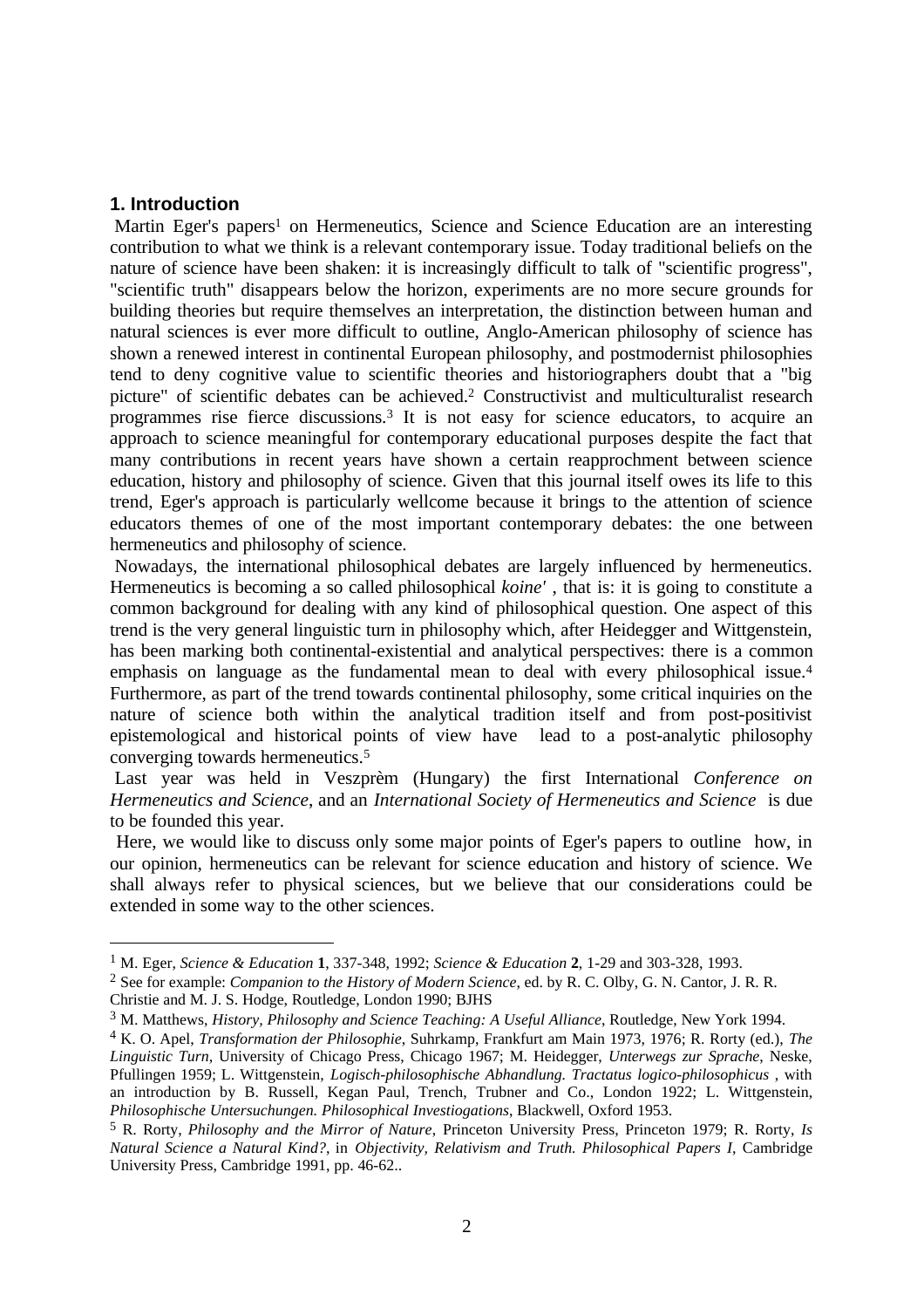## 1. Introduction

Martin Eger's papers[1] on Hermeneutics, Science and Science Education are an interesting contribution to what we think is a relevant contemporary issue. Today traditional beliefs on the nature of science have been shaken: it is increasingly difficult to talk of "scientific progress", "scientific truth" disappears below the horizon, experiments are no more secure grounds for building theories but require themselves an interpretation, the distinction between human and natural sciences is ever more difficult to outline, Anglo-American philosophy of science has shown a renewed interest in continental European philosophy, and postmodernist philosophies tend to deny cognitive value to scientific theories and historiographers doubt that a "big picture" of scientific debates can be achieved.[2] Constructivist and multiculturalist research programmes rise fierce discussions.[3] It is not easy for science educators, to acquire an approach to science meaningful for contemporary educational purposes despite the fact that many contributions in recent years have shown a certain reapprochment between science education, history and philosophy of science. Given that this journal itself owes its life to this trend, Eger's approach is particularly wellcome because it brings to the attention of science educators themes of one of the most important contemporary debates: the one between hermeneutics and philosophy of science.

Nowadays, the international philosophical debates are largely influenced by hermeneutics. Hermeneutics is becoming a so called philosophical *koine'* , that is: it is going to constitute a common background for dealing with any kind of philosophical question. One aspect of this trend is the very general linguistic turn in philosophy which, after Heidegger and Wittgenstein, has been marking both continental-existential and analytical perspectives: there is a common emphasis on language as the fundamental mean to deal with every philosophical issue.[4] Furthermore, as part of the trend towards continental philosophy, some critical inquiries on the nature of science both within the analytical tradition itself and from post-positivist epistemological and historical points of view have lead to a post-analytic philosophy converging towards hermeneutics.[5]

Last year was held in Veszprèm (Hungary) the first International *Conference on Hermeneutics and Science*, and an *International Society of Hermeneutics and Science* is due to be founded this year.

Here, we would like to discuss only some major points of Eger's papers to outline how, in our opinion, hermeneutics can be relevant for science education and history of science. We shall always refer to physical sciences, but we believe that our considerations could be extended in some way to the other sciences.

---

[1] M. Eger, *Science & Education* **1**, 337-348, 1992; *Science & Education* **2**, 1-29 and 303-328, 1993.

[2] See for example: *Companion to the History of Modern Science*, ed. by R. C. Olby, G. N. Cantor, J. R. R. Christie and M. J. S. Hodge, Routledge, London 1990; BJHS

[3] M. Matthews, *History, Philosophy and Science Teaching: A Useful Alliance*, Routledge, New York 1994.

[4] K. O. Apel, *Transformation der Philosophie*, Suhrkamp, Frankfurt am Main 1973, 1976; R. Rorty (ed.), *The Linguistic Turn*, University of Chicago Press, Chicago 1967; M. Heidegger, *Unterwegs zur Sprache*, Neske, Pfullingen 1959; L. Wittgenstein, *Logisch-philosophische Abhandlung. Tractatus logico-philosophicus* , with an introduction by B. Russell, Kegan Paul, Trench, Trubner and Co., London 1922; L. Wittgenstein, *Philosophische Untersuchungen. Philosophical Investiogations*, Blackwell, Oxford 1953.

[5] R. Rorty, *Philosophy and the Mirror of Nature*, Princeton University Press, Princeton 1979; R. Rorty, *Is Natural Science a Natural Kind?*, in *Objectivity, Relativism and Truth. Philosophical Papers I*, Cambridge University Press, Cambridge 1991, pp. 46-62..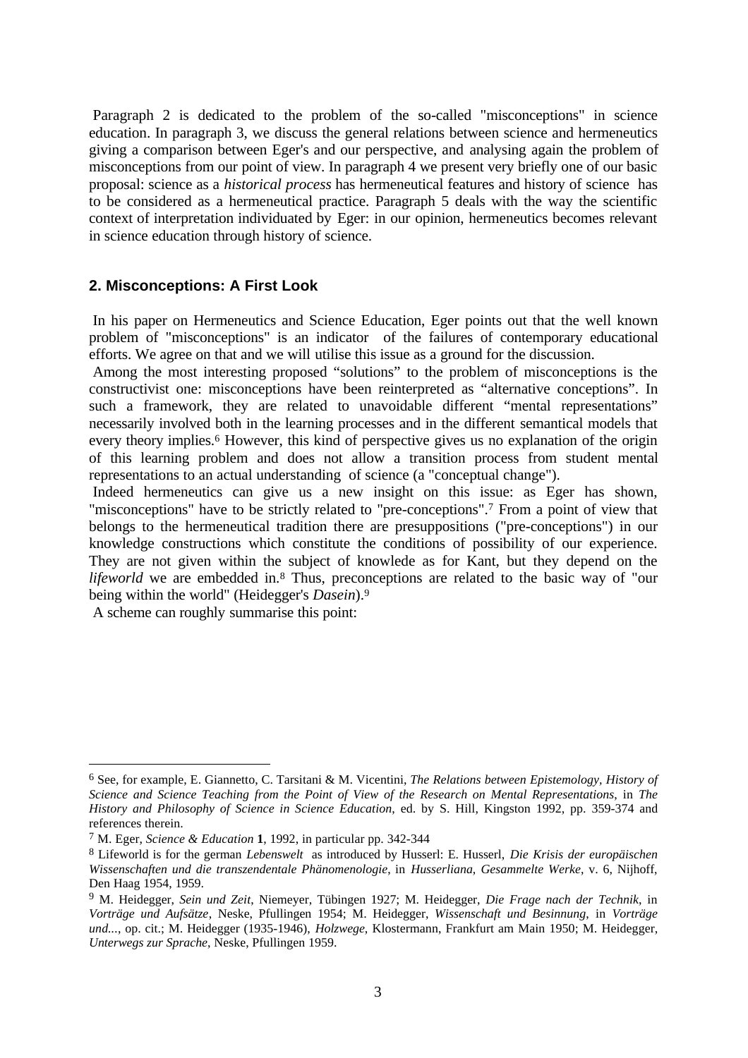Paragraph 2 is dedicated to the problem of the so-called "misconceptions" in science education. In paragraph 3, we discuss the general relations between science and hermeneutics giving a comparison between Eger's and our perspective, and analysing again the problem of misconceptions from our point of view. In paragraph 4 we present very briefly one of our basic proposal: science as a *historical process* has hermeneutical features and history of science has to be considered as a hermeneutical practice. Paragraph 5 deals with the way the scientific context of interpretation individuated by Eger: in our opinion, hermeneutics becomes relevant in science education through history of science.

## 2. Misconceptions: A First Look

In his paper on Hermeneutics and Science Education, Eger points out that the well known problem of "misconceptions" is an indicator of the failures of contemporary educational efforts. We agree on that and we will utilise this issue as a ground for the discussion.

Among the most interesting proposed "solutions" to the problem of misconceptions is the constructivist one: misconceptions have been reinterpreted as "alternative conceptions". In such a framework, they are related to unavoidable different "mental representations" necessarily involved both in the learning processes and in the different semantical models that every theory implies.[6] However, this kind of perspective gives us no explanation of the origin of this learning problem and does not allow a transition process from student mental representations to an actual understanding of science (a "conceptual change").

Indeed hermeneutics can give us a new insight on this issue: as Eger has shown, "misconceptions" have to be strictly related to "pre-conceptions".[7] From a point of view that belongs to the hermeneutical tradition there are presuppositions ("pre-conceptions") in our knowledge constructions which constitute the conditions of possibility of our experience. They are not given within the subject of knowlede as for Kant, but they depend on the *lifeworld* we are embedded in.[8] Thus, preconceptions are related to the basic way of "our being within the world" (Heidegger's *Dasein*).[9]

A scheme can roughly summarise this point:

---

[6] See, for example, E. Giannetto, C. Tarsitani & M. Vicentini, *The Relations between Epistemology, History of Science and Science Teaching from the Point of View of the Research on Mental Representations*, in *The History and Philosophy of Science in Science Education*, ed. by S. Hill, Kingston 1992, pp. 359-374 and references therein.

[7] M. Eger, *Science & Education* **1**, 1992, in particular pp. 342-344

[8] Lifeworld is for the german *Lebenswelt* as introduced by Husserl: E. Husserl, *Die Krisis der europäischen Wissenschaften und die transzendentale Phänomenologie*, in *Husserliana*, *Gesammelte Werke*, v. 6, Nijhoff, Den Haag 1954, 1959.

[9] M. Heidegger, *Sein und Zeit*, Niemeyer, Tübingen 1927; M. Heidegger, *Die Frage nach der Technik*, in *Vorträge und Aufsätze*, Neske, Pfullingen 1954; M. Heidegger, *Wissenschaft und Besinnung*, in *Vorträge und...*, op. cit.; M. Heidegger (1935-1946), *Holzwege*, Klostermann, Frankfurt am Main 1950; M. Heidegger, *Unterwegs zur Sprache*, Neske, Pfullingen 1959.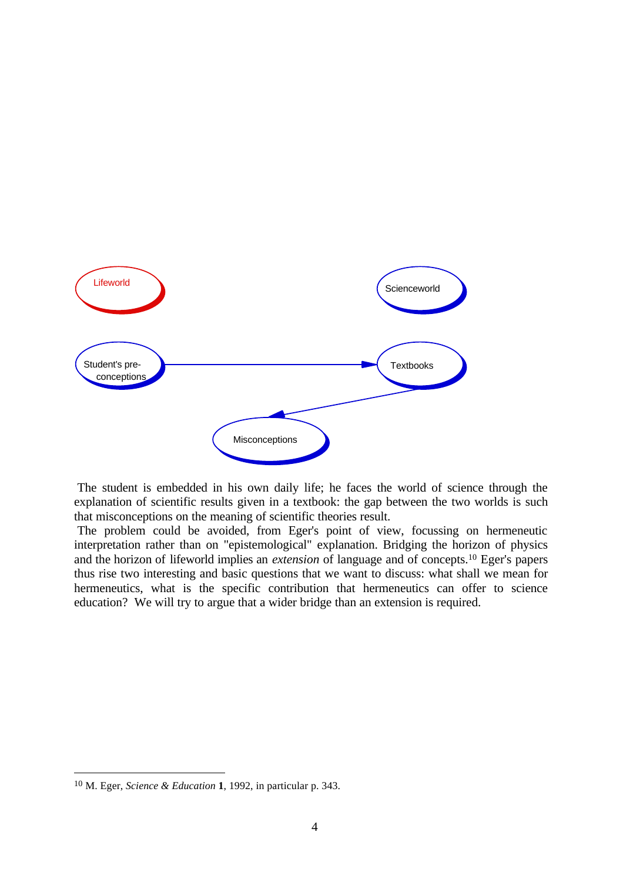Lifeworld

Scienceworld

Student's pre-conceptions

Textbooks

Misconceptions

The student is embedded in his own daily life; he faces the world of science through the explanation of scientific results given in a textbook: the gap between the two worlds is such that misconceptions on the meaning of scientific theories result.

The problem could be avoided, from Eger's point of view, focussing on hermeneutic interpretation rather than on "epistemological" explanation. Bridging the horizon of physics and the horizon of lifeworld implies an *extension* of language and of concepts.[10] Eger's papers thus rise two interesting and basic questions that we want to discuss: what shall we mean for hermeneutics, what is the specific contribution that hermeneutics can offer to science education? We will try to argue that a wider bridge than an extension is required.

---

[10] M. Eger, *Science & Education* **1**, 1992, in particular p. 343.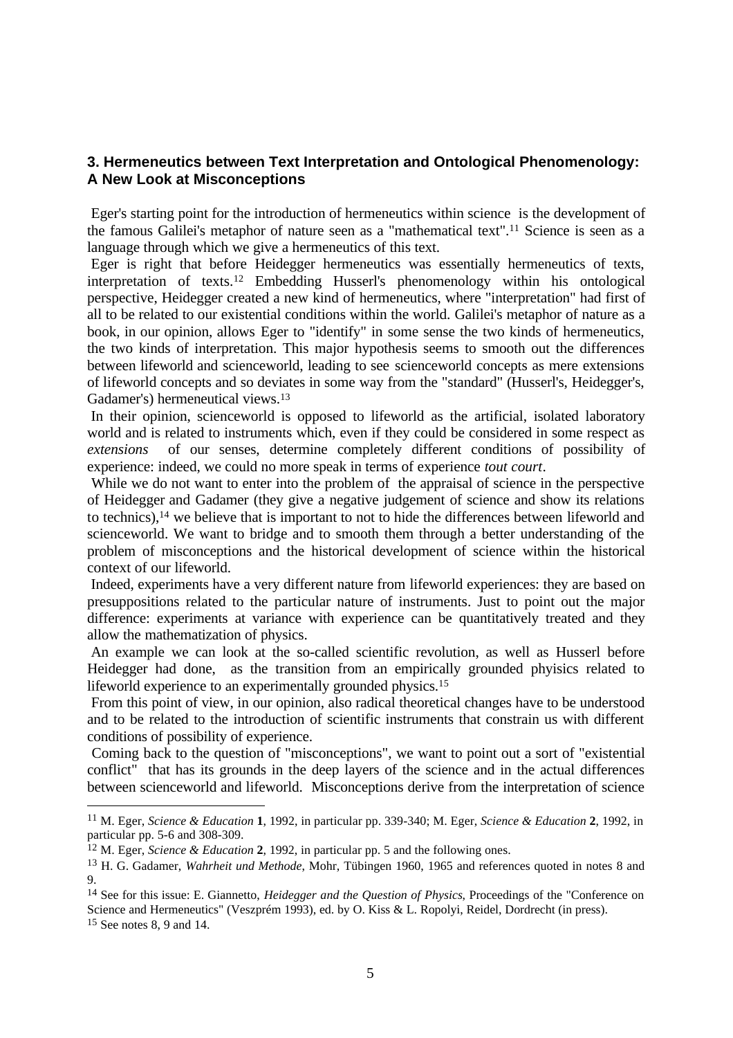## 3. Hermeneutics between Text Interpretation and Ontological Phenomenology: A New Look at Misconceptions

Eger's starting point for the introduction of hermeneutics within science is the development of the famous Galilei's metaphor of nature seen as a "mathematical text".[11] Science is seen as a language through which we give a hermeneutics of this text.

Eger is right that before Heidegger hermeneutics was essentially hermeneutics of texts, interpretation of texts.[12] Embedding Husserl's phenomenology within his ontological perspective, Heidegger created a new kind of hermeneutics, where "interpretation" had first of all to be related to our existential conditions within the world. Galilei's metaphor of nature as a book, in our opinion, allows Eger to "identify" in some sense the two kinds of hermeneutics, the two kinds of interpretation. This major hypothesis seems to smooth out the differences between lifeworld and scienceworld, leading to see scienceworld concepts as mere extensions of lifeworld concepts and so deviates in some way from the "standard" (Husserl's, Heidegger's, Gadamer's) hermeneutical views.[13]

In their opinion, scienceworld is opposed to lifeworld as the artificial, isolated laboratory world and is related to instruments which, even if they could be considered in some respect as *extensions* of our senses, determine completely different conditions of possibility of experience: indeed, we could no more speak in terms of experience *tout court*.

While we do not want to enter into the problem of the appraisal of science in the perspective of Heidegger and Gadamer (they give a negative judgement of science and show its relations to technics),[14] we believe that is important to not to hide the differences between lifeworld and scienceworld. We want to bridge and to smooth them through a better understanding of the problem of misconceptions and the historical development of science within the historical context of our lifeworld.

Indeed, experiments have a very different nature from lifeworld experiences: they are based on presuppositions related to the particular nature of instruments. Just to point out the major difference: experiments at variance with experience can be quantitatively treated and they allow the mathematization of physics.

An example we can look at the so-called scientific revolution, as well as Husserl before Heidegger had done, as the transition from an empirically grounded phyisics related to lifeworld experience to an experimentally grounded physics.[15]

From this point of view, in our opinion, also radical theoretical changes have to be understood and to be related to the introduction of scientific instruments that constrain us with different conditions of possibility of experience.

Coming back to the question of "misconceptions", we want to point out a sort of "existential conflict" that has its grounds in the deep layers of the science and in the actual differences between scienceworld and lifeworld. Misconceptions derive from the interpretation of science

---

[11] M. Eger, *Science & Education* **1**, 1992, in particular pp. 339-340; M. Eger, *Science & Education* **2**, 1992, in particular pp. 5-6 and 308-309.

[12] M. Eger, *Science & Education* **2**, 1992, in particular pp. 5 and the following ones.

[13] H. G. Gadamer, *Wahrheit und Methode*, Mohr, Tübingen 1960, 1965 and references quoted in notes 8 and 9.

[14] See for this issue: E. Giannetto, *Heidegger and the Question of Physics*, Proceedings of the "Conference on Science and Hermeneutics" (Veszprém 1993), ed. by O. Kiss & L. Ropolyi, Reidel, Dordrecht (in press).

[15] See notes 8, 9 and 14.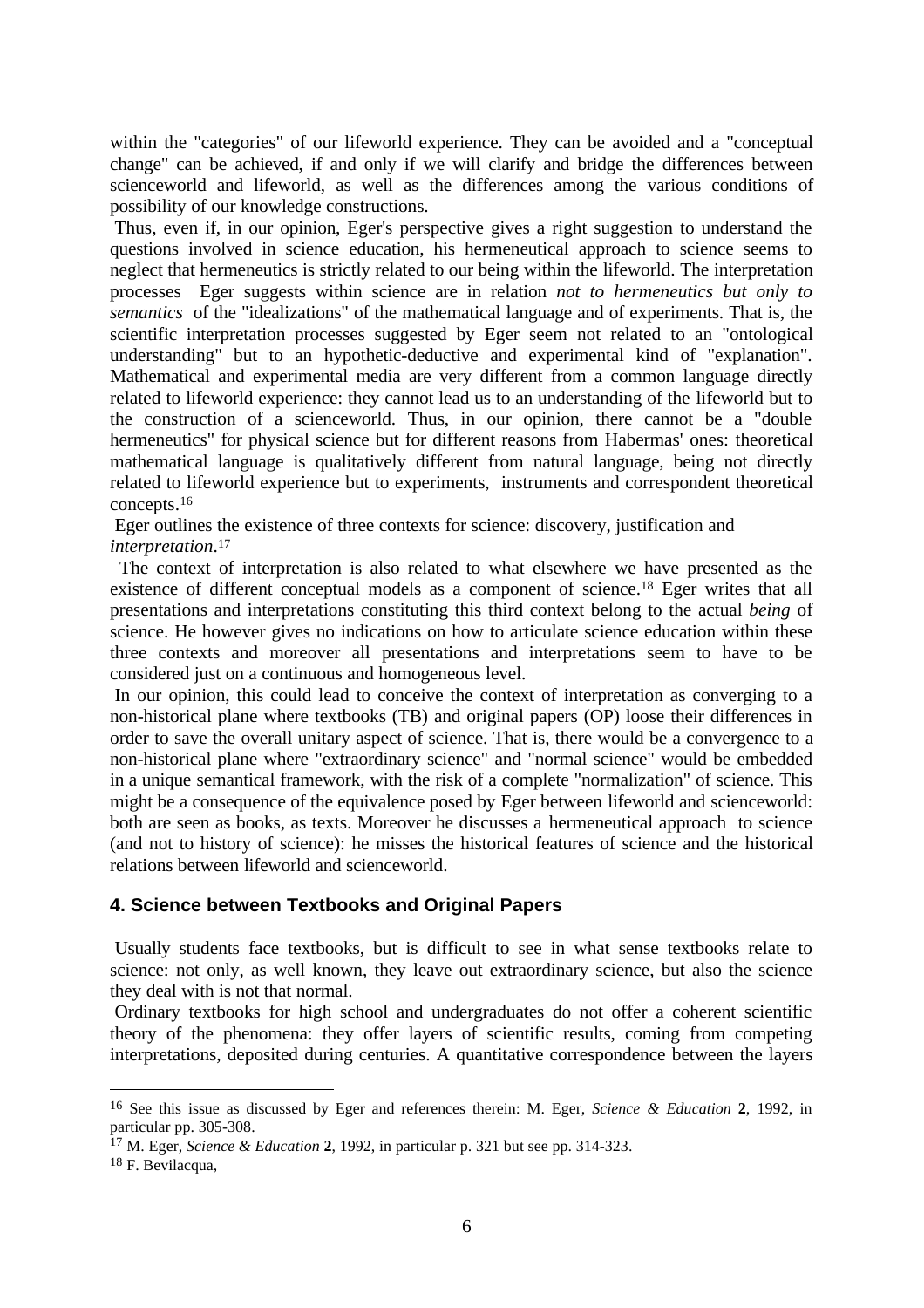within the "categories" of our lifeworld experience. They can be avoided and a "conceptual change" can be achieved, if and only if we will clarify and bridge the differences between scienceworld and lifeworld, as well as the differences among the various conditions of possibility of our knowledge constructions.

Thus, even if, in our opinion, Eger's perspective gives a right suggestion to understand the questions involved in science education, his hermeneutical approach to science seems to neglect that hermeneutics is strictly related to our being within the lifeworld. The interpretation processes Eger suggests within science are in relation *not to hermeneutics but only to semantics* of the "idealizations" of the mathematical language and of experiments. That is, the scientific interpretation processes suggested by Eger seem not related to an "ontological understanding" but to an hypothetic-deductive and experimental kind of "explanation". Mathematical and experimental media are very different from a common language directly related to lifeworld experience: they cannot lead us to an understanding of the lifeworld but to the construction of a scienceworld. Thus, in our opinion, there cannot be a "double hermeneutics" for physical science but for different reasons from Habermas' ones: theoretical mathematical language is qualitatively different from natural language, being not directly related to lifeworld experience but to experiments, instruments and correspondent theoretical concepts.[16]

Eger outlines the existence of three contexts for science: discovery, justification and *interpretation*.[17]

The context of interpretation is also related to what elsewhere we have presented as the existence of different conceptual models as a component of science.[18] Eger writes that all presentations and interpretations constituting this third context belong to the actual *being* of science. He however gives no indications on how to articulate science education within these three contexts and moreover all presentations and interpretations seem to have to be considered just on a continuous and homogeneous level.

In our opinion, this could lead to conceive the context of interpretation as converging to a non-historical plane where textbooks (TB) and original papers (OP) loose their differences in order to save the overall unitary aspect of science. That is, there would be a convergence to a non-historical plane where "extraordinary science" and "normal science" would be embedded in a unique semantical framework, with the risk of a complete "normalization" of science. This might be a consequence of the equivalence posed by Eger between lifeworld and scienceworld: both are seen as books, as texts. Moreover he discusses a hermeneutical approach to science (and not to history of science): he misses the historical features of science and the historical relations between lifeworld and scienceworld.

## 4. Science between Textbooks and Original Papers

Usually students face textbooks, but is difficult to see in what sense textbooks relate to science: not only, as well known, they leave out extraordinary science, but also the science they deal with is not that normal.

Ordinary textbooks for high school and undergraduates do not offer a coherent scientific theory of the phenomena: they offer layers of scientific results, coming from competing interpretations, deposited during centuries. A quantitative correspondence between the layers

---

[16] See this issue as discussed by Eger and references therein: M. Eger, *Science & Education* **2**, 1992, in particular pp. 305-308.

[17] M. Eger, *Science & Education* **2**, 1992, in particular p. 321 but see pp. 314-323.

[18] F. Bevilacqua,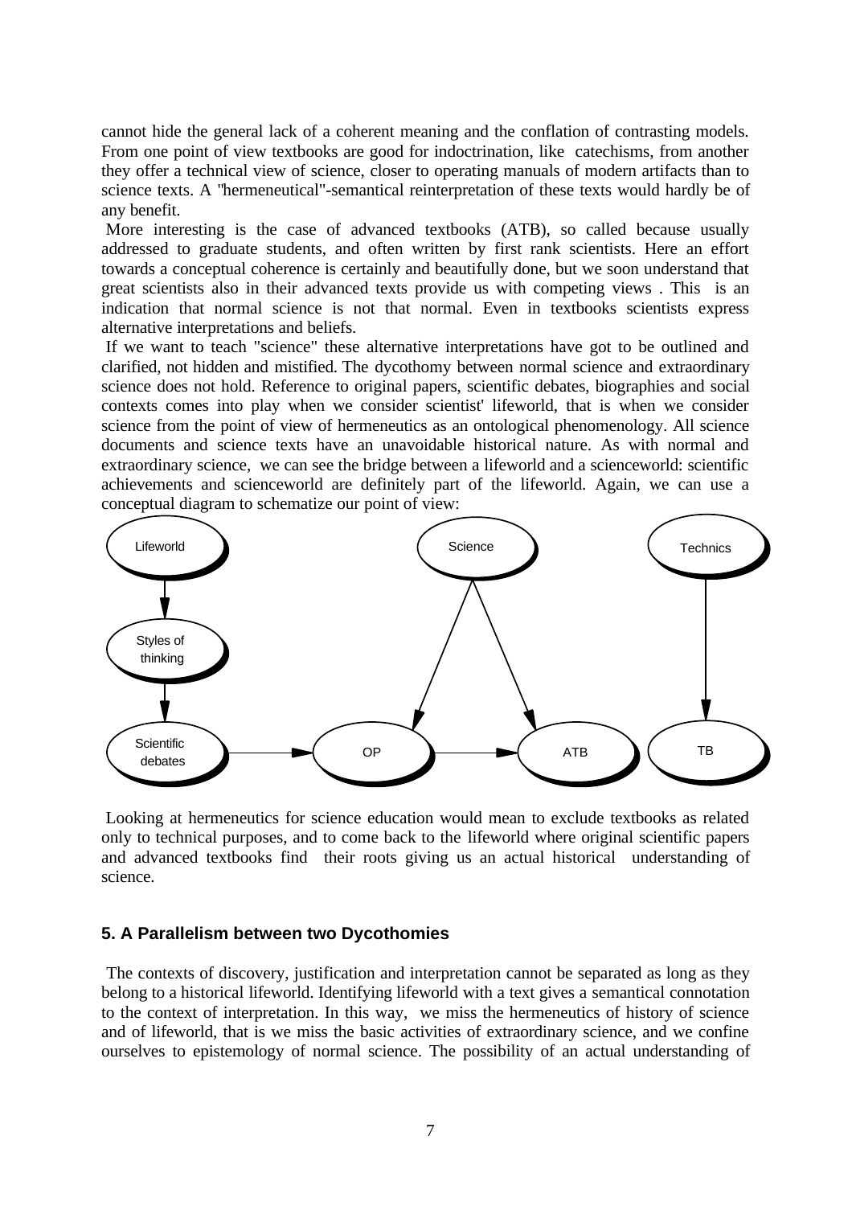cannot hide the general lack of a coherent meaning and the conflation of contrasting models. From one point of view textbooks are good for indoctrination, like catechisms, from another they offer a technical view of science, closer to operating manuals of modern artifacts than to science texts. A "hermeneutical"-semantical reinterpretation of these texts would hardly be of any benefit.

More interesting is the case of advanced textbooks (ATB), so called because usually addressed to graduate students, and often written by first rank scientists. Here an effort towards a conceptual coherence is certainly and beautifully done, but we soon understand that great scientists also in their advanced texts provide us with competing views . This is an indication that normal science is not that normal. Even in textbooks scientists express alternative interpretations and beliefs.

If we want to teach "science" these alternative interpretations have got to be outlined and clarified, not hidden and mistified. The dycothomy between normal science and extraordinary science does not hold. Reference to original papers, scientific debates, biographies and social contexts comes into play when we consider scientist' lifeworld, that is when we consider science from the point of view of hermeneutics as an ontological phenomenology. All science documents and science texts have an unavoidable historical nature. As with normal and extraordinary science, we can see the bridge between a lifeworld and a scienceworld: scientific achievements and scienceworld are definitely part of the lifeworld. Again, we can use a conceptual diagram to schematize our point of view:

```
Lifeworld                    Science                 Technics
    |                        /     \                     |
    v                       /       \                    |
Styles of                  /         \                   |
thinking                  /           \                  |
    |                    v             v                 v
    v
Scientific debates ---> OP ---------> ATB               TB
```

Looking at hermeneutics for science education would mean to exclude textbooks as related only to technical purposes, and to come back to the lifeworld where original scientific papers and advanced textbooks find their roots giving us an actual historical understanding of science.

## 5. A Parallelism between two Dycothomies

The contexts of discovery, justification and interpretation cannot be separated as long as they belong to a historical lifeworld. Identifying lifeworld with a text gives a semantical connotation to the context of interpretation. In this way, we miss the hermeneutics of history of science and of lifeworld, that is we miss the basic activities of extraordinary science, and we confine ourselves to epistemology of normal science. The possibility of an actual understanding of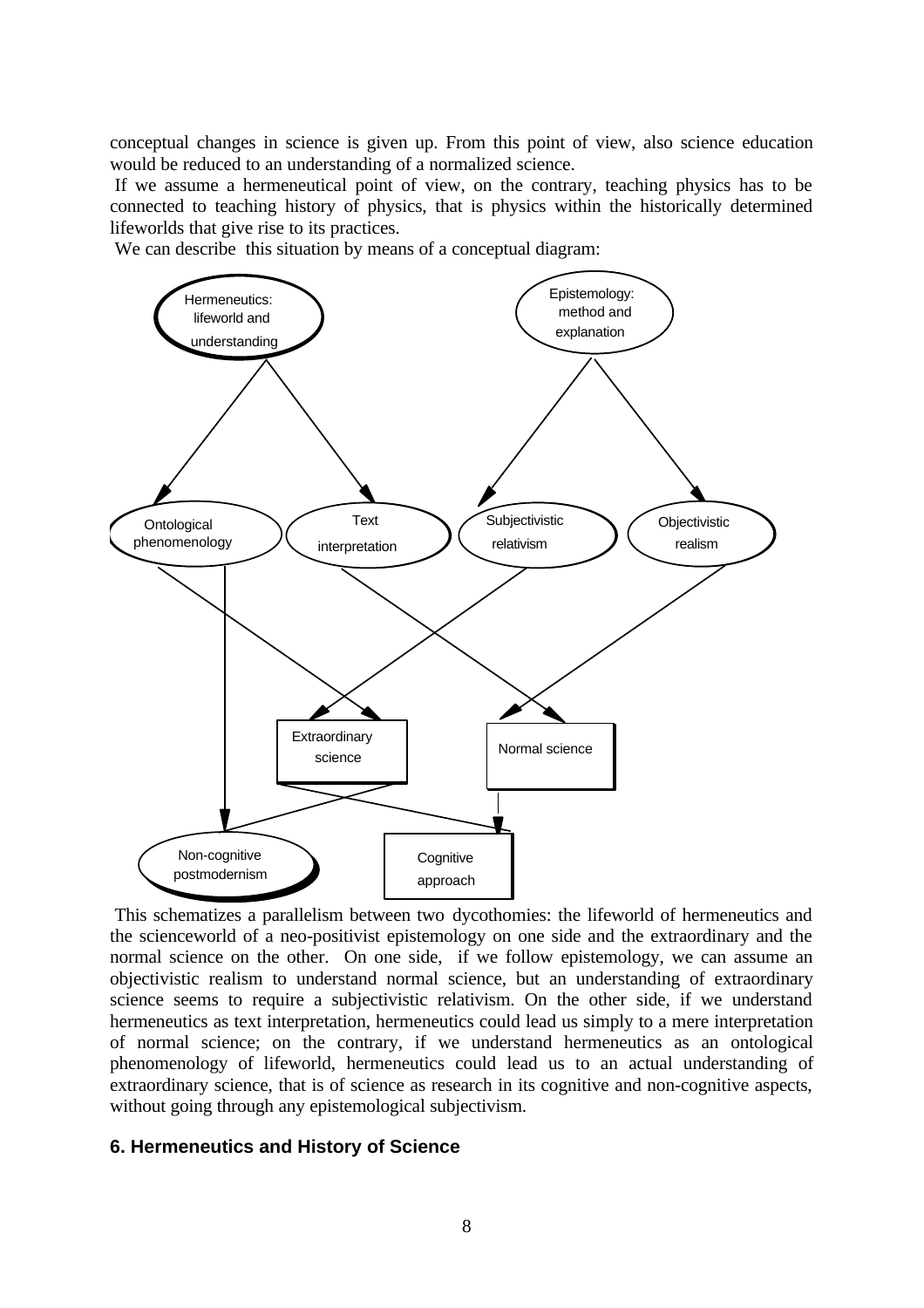conceptual changes in science is given up. From this point of view, also science education would be reduced to an understanding of a normalized science.

If we assume a hermeneutical point of view, on the contrary, teaching physics has to be connected to teaching history of physics, that is physics within the historically determined lifeworlds that give rise to its practices.

We can describe this situation by means of a conceptual diagram:

Hermeneutics: lifeworld and understanding

Epistemology: method and explanation

Ontological phenomenology

Text interpretation

Subjectivistic relativism

Objectivistic realism

Extraordinary science

Normal science

Non-cognitive postmodernism

Cognitive approach

This schematizes a parallelism between two dycothomies: the lifeworld of hermeneutics and the scienceworld of a neo-positivist epistemology on one side and the extraordinary and the normal science on the other. On one side, if we follow epistemology, we can assume an objectivistic realism to understand normal science, but an understanding of extraordinary science seems to require a subjectivistic relativism. On the other side, if we understand hermeneutics as text interpretation, hermeneutics could lead us simply to a mere interpretation of normal science; on the contrary, if we understand hermeneutics as an ontological phenomenology of lifeworld, hermeneutics could lead us to an actual understanding of extraordinary science, that is of science as research in its cognitive and non-cognitive aspects, without going through any epistemological subjectivism.

## 6. Hermeneutics and History of Science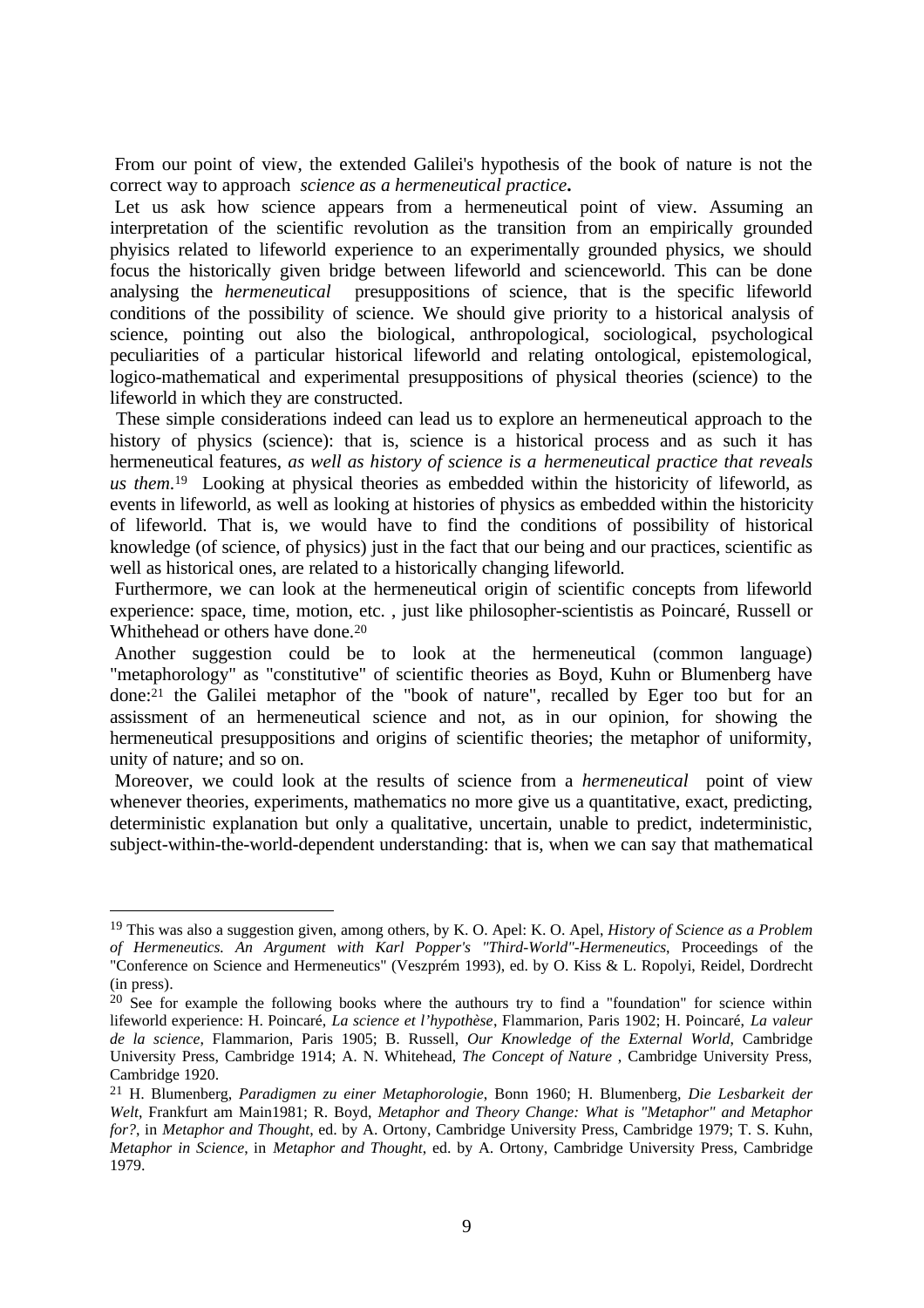From our point of view, the extended Galilei's hypothesis of the book of nature is not the correct way to approach *science as a hermeneutical practice***.**

Let us ask how science appears from a hermeneutical point of view. Assuming an interpretation of the scientific revolution as the transition from an empirically grounded phyisics related to lifeworld experience to an experimentally grounded physics, we should focus the historically given bridge between lifeworld and scienceworld. This can be done analysing the *hermeneutical* presuppositions of science, that is the specific lifeworld conditions of the possibility of science. We should give priority to a historical analysis of science, pointing out also the biological, anthropological, sociological, psychological peculiarities of a particular historical lifeworld and relating ontological, epistemological, logico-mathematical and experimental presuppositions of physical theories (science) to the lifeworld in which they are constructed.

These simple considerations indeed can lead us to explore an hermeneutical approach to the history of physics (science): that is, science is a historical process and as such it has hermeneutical features, *as well as history of science is a hermeneutical practice that reveals us them*.[19] Looking at physical theories as embedded within the historicity of lifeworld, as events in lifeworld, as well as looking at histories of physics as embedded within the historicity of lifeworld. That is, we would have to find the conditions of possibility of historical knowledge (of science, of physics) just in the fact that our being and our practices, scientific as well as historical ones, are related to a historically changing lifeworld.

Furthermore, we can look at the hermeneutical origin of scientific concepts from lifeworld experience: space, time, motion, etc. , just like philosopher-scientistis as Poincaré, Russell or Whithehead or others have done.[20]

Another suggestion could be to look at the hermeneutical (common language) "metaphorology" as "constitutive" of scientific theories as Boyd, Kuhn or Blumenberg have done:[21] the Galilei metaphor of the "book of nature", recalled by Eger too but for an assessment of an hermeneutical science and not, as in our opinion, for showing the hermeneutical presuppositions and origins of scientific theories; the metaphor of uniformity, unity of nature; and so on.

Moreover, we could look at the results of science from a *hermeneutical* point of view whenever theories, experiments, mathematics no more give us a quantitative, exact, predicting, deterministic explanation but only a qualitative, uncertain, unable to predict, indeterministic, subject-within-the-world-dependent understanding: that is, when we can say that mathematical

---

[19] This was also a suggestion given, among others, by K. O. Apel: K. O. Apel, *History of Science as a Problem of Hermeneutics. An Argument with Karl Popper's "Third-World"-Hermeneutics*, Proceedings of the "Conference on Science and Hermeneutics" (Veszprém 1993), ed. by O. Kiss & L. Ropolyi, Reidel, Dordrecht (in press).

[20] See for example the following books where the authours try to find a "foundation" for science within lifeworld experience: H. Poincaré, *La science et l'hypothèse*, Flammarion, Paris 1902; H. Poincaré, *La valeur de la science*, Flammarion, Paris 1905; B. Russell, *Our Knowledge of the External World*, Cambridge University Press, Cambridge 1914; A. N. Whitehead, *The Concept of Nature* , Cambridge University Press, Cambridge 1920.

[21] H. Blumenberg, *Paradigmen zu einer Metaphorologie*, Bonn 1960; H. Blumenberg, *Die Lesbarkeit der Welt*, Frankfurt am Main1981; R. Boyd, *Metaphor and Theory Change: What is "Metaphor" and Metaphor for?*, in *Metaphor and Thought*, ed. by A. Ortony, Cambridge University Press, Cambridge 1979; T. S. Kuhn, *Metaphor in Science*, in *Metaphor and Thought*, ed. by A. Ortony, Cambridge University Press, Cambridge 1979.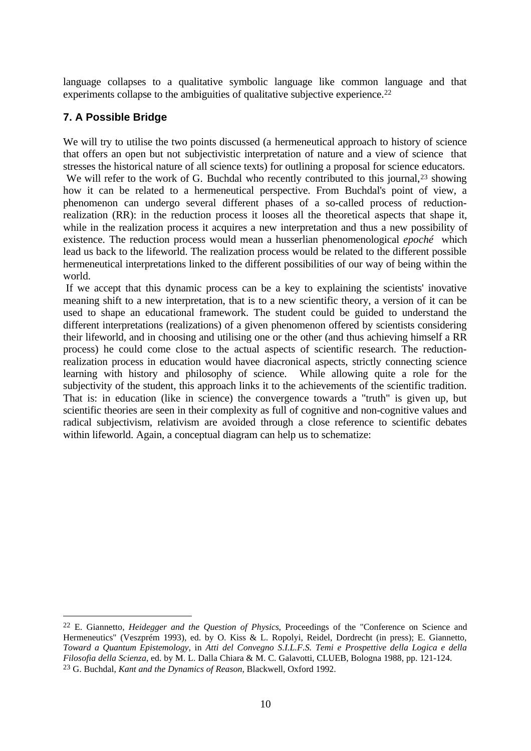language collapses to a qualitative symbolic language like common language and that experiments collapse to the ambiguities of qualitative subjective experience.[22]

## 7. A Possible Bridge

We will try to utilise the two points discussed (a hermeneutical approach to history of science that offers an open but not subjectivistic interpretation of nature and a view of science that stresses the historical nature of all science texts) for outlining a proposal for science educators.

We will refer to the work of G. Buchdal who recently contributed to this journal,[23] showing how it can be related to a hermeneutical perspective. From Buchdal's point of view, a phenomenon can undergo several different phases of a so-called process of reduction-realization (RR): in the reduction process it looses all the theoretical aspects that shape it, while in the realization process it acquires a new interpretation and thus a new possibility of existence. The reduction process would mean a husserlian phenomenological *epoché* which lead us back to the lifeworld. The realization process would be related to the different possible hermeneutical interpretations linked to the different possibilities of our way of being within the world.

If we accept that this dynamic process can be a key to explaining the scientists' inovative meaning shift to a new interpretation, that is to a new scientific theory, a version of it can be used to shape an educational framework. The student could be guided to understand the different interpretations (realizations) of a given phenomenon offered by scientists considering their lifeworld, and in choosing and utilising one or the other (and thus achieving himself a RR process) he could come close to the actual aspects of scientific research. The reduction-realization process in education would havee diacronical aspects, strictly connecting science learning with history and philosophy of science. While allowing quite a role for the subjectivity of the student, this approach links it to the achievements of the scientific tradition. That is: in education (like in science) the convergence towards a "truth" is given up, but scientific theories are seen in their complexity as full of cognitive and non-cognitive values and radical subjectivism, relativism are avoided through a close reference to scientific debates within lifeworld. Again, a conceptual diagram can help us to schematize:

---

[22] E. Giannetto, *Heidegger and the Question of Physics*, Proceedings of the "Conference on Science and Hermeneutics" (Veszprém 1993), ed. by O. Kiss & L. Ropolyi, Reidel, Dordrecht (in press); E. Giannetto, *Toward a Quantum Epistemology*, in *Atti del Convegno S.I.L.F.S. Temi e Prospettive della Logica e della Filosofia della Scienza*, ed. by M. L. Dalla Chiara & M. C. Galavotti, CLUEB, Bologna 1988, pp. 121-124.

[23] G. Buchdal, *Kant and the Dynamics of Reason*, Blackwell, Oxford 1992.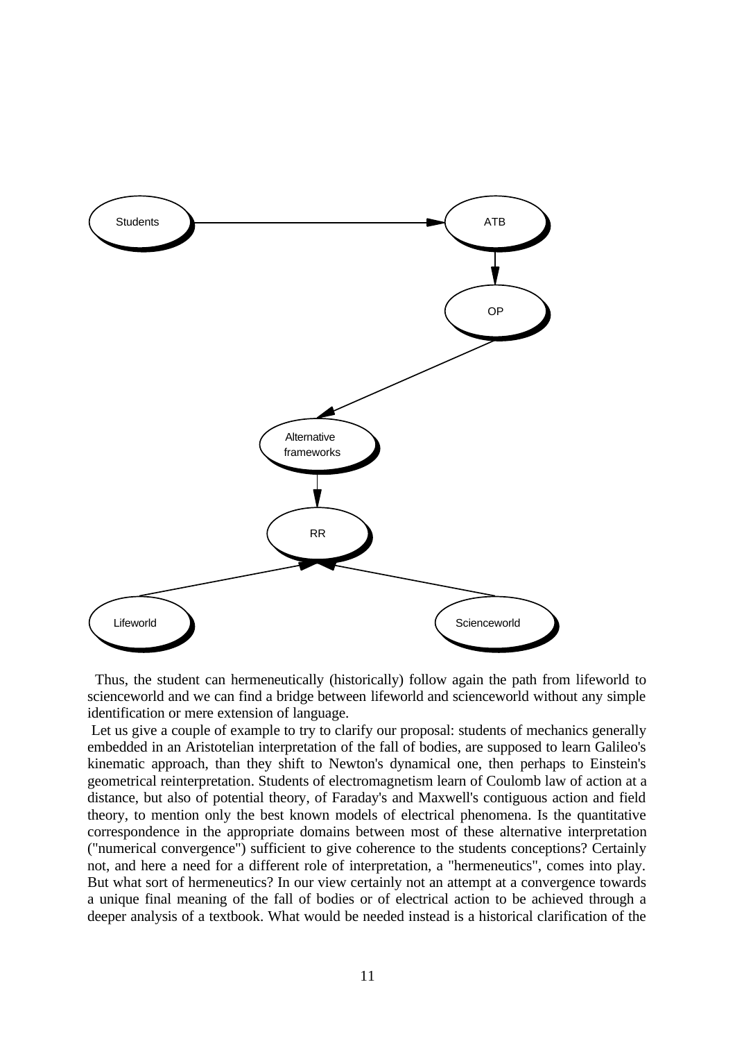Thus, the student can hermeneutically (historically) follow again the path from lifeworld to scienceworld and we can find a bridge between lifeworld and scienceworld without any simple identification or mere extension of language.

Let us give a couple of example to try to clarify our proposal: students of mechanics generally embedded in an Aristotelian interpretation of the fall of bodies, are supposed to learn Galileo's kinematic approach, than they shift to Newton's dynamical one, then perhaps to Einstein's geometrical reinterpretation. Students of electromagnetism learn of Coulomb law of action at a distance, but also of potential theory, of Faraday's and Maxwell's contiguous action and field theory, to mention only the best known models of electrical phenomena. Is the quantitative correspondence in the appropriate domains between most of these alternative interpretation ("numerical convergence") sufficient to give coherence to the students conceptions? Certainly not, and here a need for a different role of interpretation, a "hermeneutics", comes into play. But what sort of hermeneutics? In our view certainly not an attempt at a convergence towards a unique final meaning of the fall of bodies or of electrical action to be achieved through a deeper analysis of a textbook. What would be needed instead is a historical clarification of the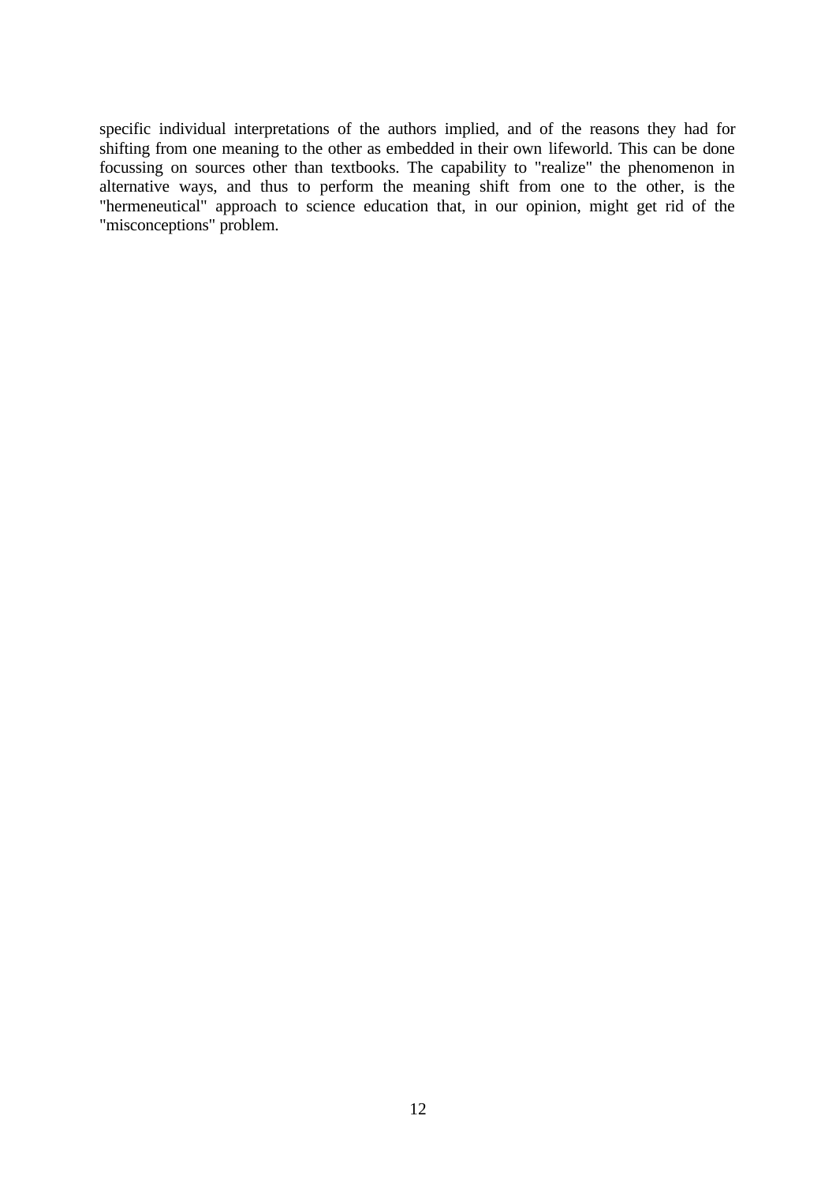specific individual interpretations of the authors implied, and of the reasons they had for shifting from one meaning to the other as embedded in their own lifeworld. This can be done focussing on sources other than textbooks. The capability to "realize" the phenomenon in alternative ways, and thus to perform the meaning shift from one to the other, is the "hermeneutical" approach to science education that, in our opinion, might get rid of the "misconceptions" problem.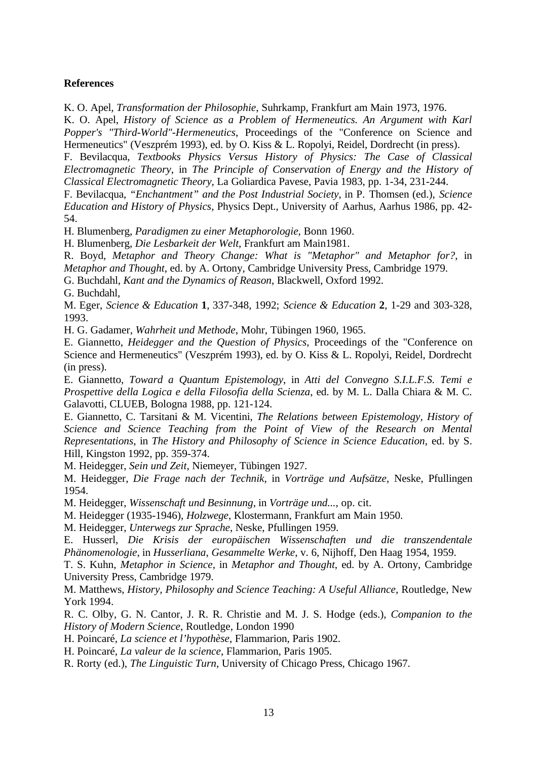**References**

K. O. Apel, *Transformation der Philosophie*, Suhrkamp, Frankfurt am Main 1973, 1976.

K. O. Apel, *History of Science as a Problem of Hermeneutics. An Argument with Karl Popper's "Third-World"-Hermeneutics*, Proceedings of the "Conference on Science and Hermeneutics" (Veszprém 1993), ed. by O. Kiss & L. Ropolyi, Reidel, Dordrecht (in press).

F. Bevilacqua, *Textbooks Physics Versus History of Physics: The Case of Classical Electromagnetic Theory*, in *The Principle of Conservation of Energy and the History of Classical Electromagnetic Theory*, La Goliardica Pavese, Pavia 1983, pp. 1-34, 231-244.

F. Bevilacqua, *"Enchantment" and the Post Industrial Society*, in P. Thomsen (ed.), *Science Education and History of Physics*, Physics Dept., University of Aarhus, Aarhus 1986, pp. 42-54.

H. Blumenberg, *Paradigmen zu einer Metaphorologie*, Bonn 1960.

H. Blumenberg, *Die Lesbarkeit der Welt*, Frankfurt am Main1981.

R. Boyd, *Metaphor and Theory Change: What is "Metaphor" and Metaphor for?*, in *Metaphor and Thought*, ed. by A. Ortony, Cambridge University Press, Cambridge 1979.

G. Buchdahl, *Kant and the Dynamics of Reason*, Blackwell, Oxford 1992.

G. Buchdahl,

M. Eger, *Science & Education* **1**, 337-348, 1992; *Science & Education* **2**, 1-29 and 303-328, 1993.

H. G. Gadamer, *Wahrheit und Methode*, Mohr, Tübingen 1960, 1965.

E. Giannetto, *Heidegger and the Question of Physics*, Proceedings of the "Conference on Science and Hermeneutics" (Veszprém 1993), ed. by O. Kiss & L. Ropolyi, Reidel, Dordrecht (in press).

E. Giannetto, *Toward a Quantum Epistemology*, in *Atti del Convegno S.I.L.F.S. Temi e Prospettive della Logica e della Filosofia della Scienza*, ed. by M. L. Dalla Chiara & M. C. Galavotti, CLUEB, Bologna 1988, pp. 121-124.

E. Giannetto, C. Tarsitani & M. Vicentini, *The Relations between Epistemology, History of Science and Science Teaching from the Point of View of the Research on Mental Representations*, in *The History and Philosophy of Science in Science Education*, ed. by S. Hill, Kingston 1992, pp. 359-374.

M. Heidegger, *Sein und Zeit*, Niemeyer, Tübingen 1927.

M. Heidegger, *Die Frage nach der Technik*, in *Vorträge und Aufsätze*, Neske, Pfullingen 1954.

M. Heidegger, *Wissenschaft und Besinnung*, in *Vorträge und...*, op. cit.

M. Heidegger (1935-1946), *Holzwege*, Klostermann, Frankfurt am Main 1950.

M. Heidegger, *Unterwegs zur Sprache*, Neske, Pfullingen 1959.

E. Husserl, *Die Krisis der europäischen Wissenschaften und die transzendentale Phänomenologie*, in *Husserliana*, *Gesammelte Werke*, v. 6, Nijhoff, Den Haag 1954, 1959.

T. S. Kuhn, *Metaphor in Science*, in *Metaphor and Thought*, ed. by A. Ortony, Cambridge University Press, Cambridge 1979.

M. Matthews, *History, Philosophy and Science Teaching: A Useful Alliance*, Routledge, New York 1994.

R. C. Olby, G. N. Cantor, J. R. R. Christie and M. J. S. Hodge (eds.), *Companion to the History of Modern Science*, Routledge, London 1990

H. Poincaré, *La science et l'hypothèse*, Flammarion, Paris 1902.

H. Poincaré, *La valeur de la science*, Flammarion, Paris 1905.

R. Rorty (ed.), *The Linguistic Turn*, University of Chicago Press, Chicago 1967.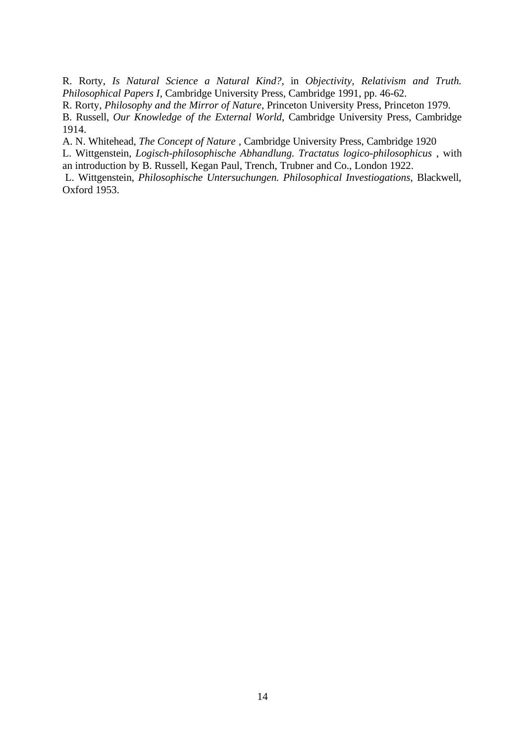R. Rorty, *Is Natural Science a Natural Kind?*, in *Objectivity, Relativism and Truth. Philosophical Papers I*, Cambridge University Press, Cambridge 1991, pp. 46-62.

R. Rorty, *Philosophy and the Mirror of Nature*, Princeton University Press, Princeton 1979.

B. Russell, *Our Knowledge of the External World*, Cambridge University Press, Cambridge 1914.

A. N. Whitehead, *The Concept of Nature* , Cambridge University Press, Cambridge 1920

L. Wittgenstein, *Logisch-philosophische Abhandlung. Tractatus logico-philosophicus* , with an introduction by B. Russell, Kegan Paul, Trench, Trubner and Co., London 1922.

L. Wittgenstein, *Philosophische Untersuchungen. Philosophical Investiogations*, Blackwell, Oxford 1953.